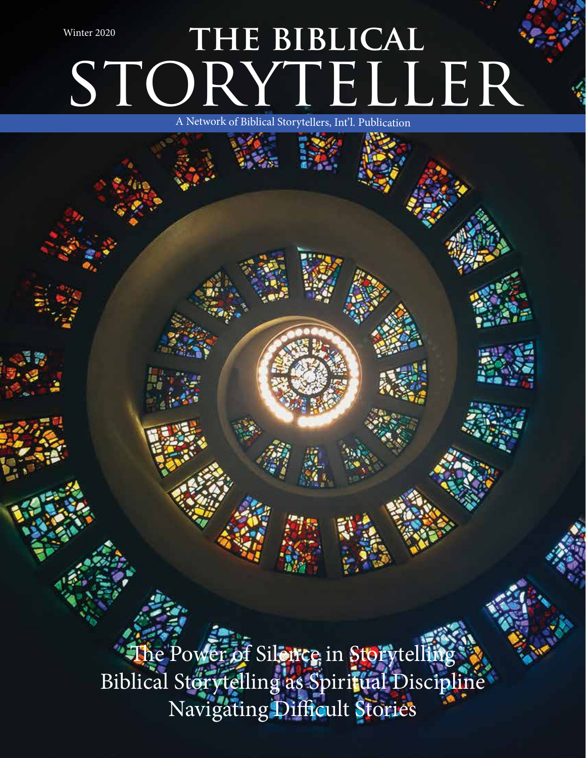Winter 2020

# THE BIBLICAL STORYTELLER

A Network of Biblical Storytellers, Int'l. Publication

The Power of Silence in Storytelling
Biblical Storytelling as Spiritual Discipline
Navigating Difficult Stories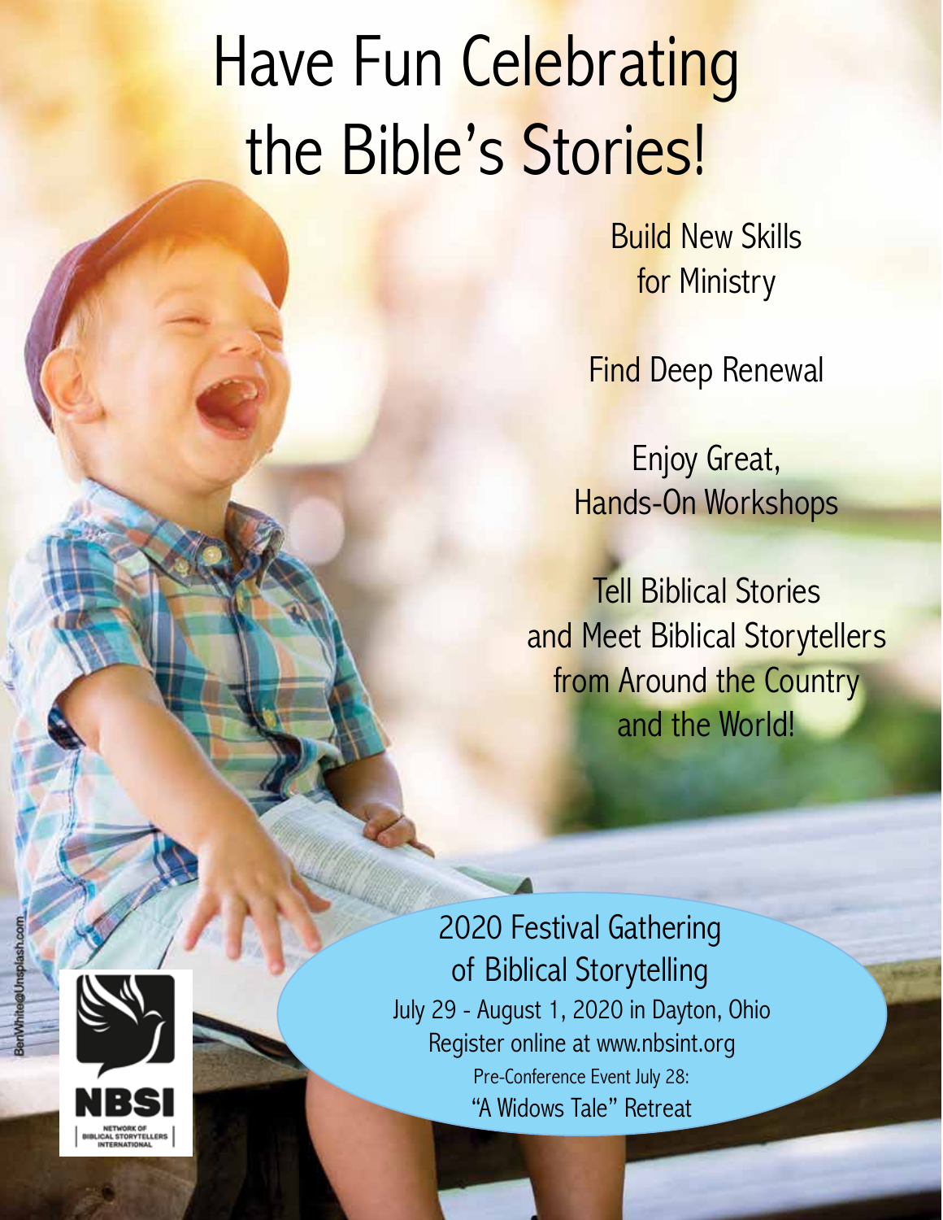# Have Fun Celebrating the Bible's Stories!

Build New Skills for Ministry

Find Deep Renewal

Enjoy Great, Hands-On Workshops

Tell Biblical Stories and Meet Biblical Storytellers from Around the Country and the World!

2020 Festival Gathering of Biblical Storytelling

July 29 - August 1, 2020 in Dayton, Ohio

Register online at www.nbsint.org

Pre-Conference Event July 28:

"A Widows Tale" Retreat

NBSI

NETWORK OF BIBLICAL STORYTELLERS INTERNATIONAL

BenWhite@Unsplash.com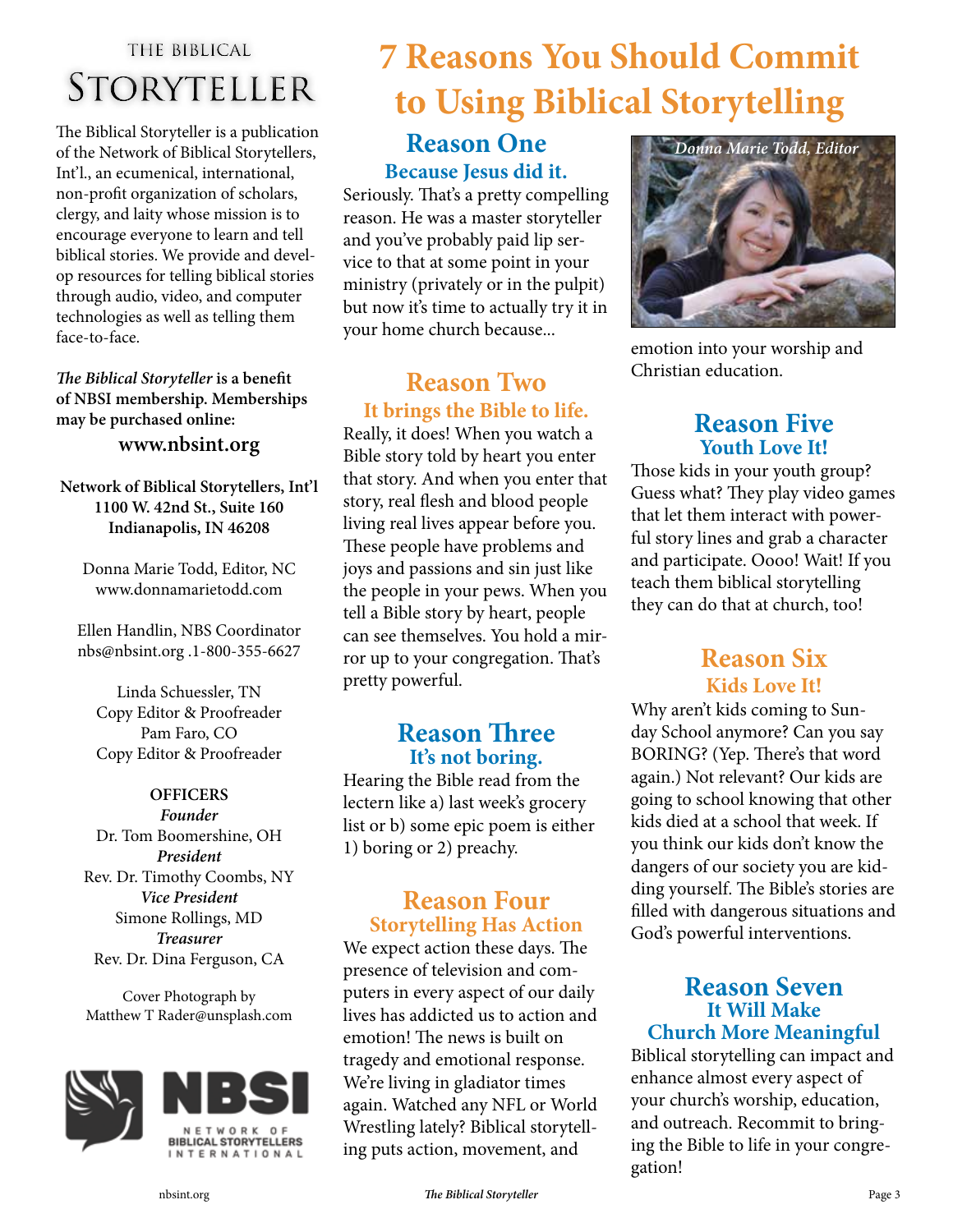# THE BIBLICAL STORYTELLER

The Biblical Storyteller is a publication of the Network of Biblical Storytellers, Int'l., an ecumenical, international, non-profit organization of scholars, clergy, and laity whose mission is to encourage everyone to learn and tell biblical stories. We provide and develop resources for telling biblical stories through audio, video, and computer technologies as well as telling them face-to-face.

***The Biblical Storyteller* is a benefit of NBSI membership. Memberships may be purchased online:**

**www.nbsint.org**

**Network of Biblical Storytellers, Int'l
1100 W. 42nd St., Suite 160
Indianapolis, IN 46208**

Donna Marie Todd, Editor, NC
www.donnamarietodd.com

Ellen Handlin, NBS Coordinator
nbs@nbsint.org .1-800-355-6627

Linda Schuessler, TN
Copy Editor & Proofreader
Pam Faro, CO
Copy Editor & Proofreader

**OFFICERS**

***Founder***
Dr. Tom Boomershine, OH
***President***
Rev. Dr. Timothy Coombs, NY
***Vice President***
Simone Rollings, MD
***Treasurer***
Rev. Dr. Dina Ferguson, CA

Cover Photograph by
Matthew T Rader@unsplash.com

NBSI
NETWORK OF BIBLICAL STORYTELLERS INTERNATIONAL

# 7 Reasons You Should Commit to Using Biblical Storytelling

*Donna Marie Todd, Editor*

## Reason One
### Because Jesus did it.

Seriously. That's a pretty compelling reason. He was a master storyteller and you've probably paid lip service to that at some point in your ministry (privately or in the pulpit) but now it's time to actually try it in your home church because...

## Reason Two
### It brings the Bible to life.

Really, it does! When you watch a Bible story told by heart you enter that story. And when you enter that story, real flesh and blood people living real lives appear before you. These people have problems and joys and passions and sin just like the people in your pews. When you tell a Bible story by heart, people can see themselves. You hold a mirror up to your congregation. That's pretty powerful.

## Reason Three
### It's not boring.

Hearing the Bible read from the lectern like a) last week's grocery list or b) some epic poem is either 1) boring or 2) preachy.

## Reason Four
### Storytelling Has Action

We expect action these days. The presence of television and computers in every aspect of our daily lives has addicted us to action and emotion! The news is built on tragedy and emotional response. We're living in gladiator times again. Watched any NFL or World Wrestling lately? Biblical storytelling puts action, movement, and emotion into your worship and Christian education.

## Reason Five
### Youth Love It!

Those kids in your youth group? Guess what? They play video games that let them interact with powerful story lines and grab a character and participate. Oooo! Wait! If you teach them biblical storytelling they can do that at church, too!

## Reason Six
### Kids Love It!

Why aren't kids coming to Sunday School anymore? Can you say BORING? (Yep. There's that word again.) Not relevant? Our kids are going to school knowing that other kids died at a school that week. If you think our kids don't know the dangers of our society you are kidding yourself. The Bible's stories are filled with dangerous situations and God's powerful interventions.

## Reason Seven
### It Will Make Church More Meaningful

Biblical storytelling can impact and enhance almost every aspect of your church's worship, education, and outreach. Recommit to bringing the Bible to life in your congregation!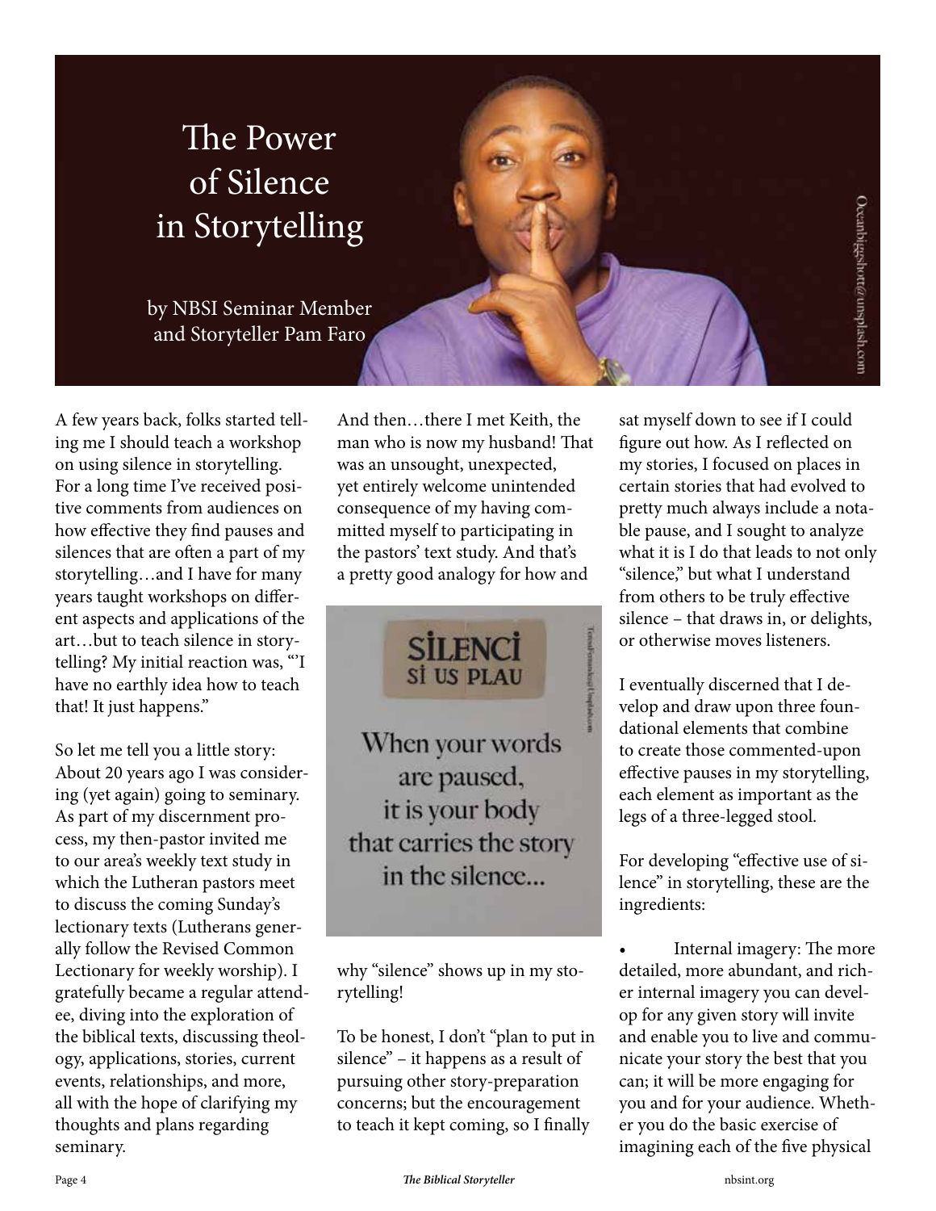# The Power of Silence in Storytelling

by NBSI Seminar Member and Storyteller Pam Faro

A few years back, folks started telling me I should teach a workshop on using silence in storytelling. For a long time I've received positive comments from audiences on how effective they find pauses and silences that are often a part of my storytelling…and I have for many years taught workshops on different aspects and applications of the art…but to teach silence in storytelling? My initial reaction was, "'I have no earthly idea how to teach that! It just happens."

So let me tell you a little story: About 20 years ago I was considering (yet again) going to seminary. As part of my discernment process, my then-pastor invited me to our area's weekly text study in which the Lutheran pastors meet to discuss the coming Sunday's lectionary texts (Lutherans generally follow the Revised Common Lectionary for weekly worship). I gratefully became a regular attendee, diving into the exploration of the biblical texts, discussing theology, applications, stories, current events, relationships, and more, all with the hope of clarifying my thoughts and plans regarding seminary.

And then…there I met Keith, the man who is now my husband! That was an unsought, unexpected, yet entirely welcome unintended consequence of my having committed myself to participating in the pastors' text study. And that's a pretty good analogy for how and why "silence" shows up in my storytelling!

SİLENCİ
SÍ US PLAU

When your words are paused, it is your body that carries the story in the silence...

To be honest, I don't "plan to put in silence" – it happens as a result of pursuing other story-preparation concerns; but the encouragement to teach it kept coming, so I finally sat myself down to see if I could figure out how. As I reflected on my stories, I focused on places in certain stories that had evolved to pretty much always include a notable pause, and I sought to analyze what it is I do that leads to not only "silence," but what I understand from others to be truly effective silence – that draws in, or delights, or otherwise moves listeners.

I eventually discerned that I develop and draw upon three foundational elements that combine to create those commented-upon effective pauses in my storytelling, each element as important as the legs of a three-legged stool.

For developing "effective use of silence" in storytelling, these are the ingredients:

- Internal imagery: The more detailed, more abundant, and richer internal imagery you can develop for any given story will invite and enable you to live and communicate your story the best that you can; it will be more engaging for you and for your audience. Whether you do the basic exercise of imagining each of the five physical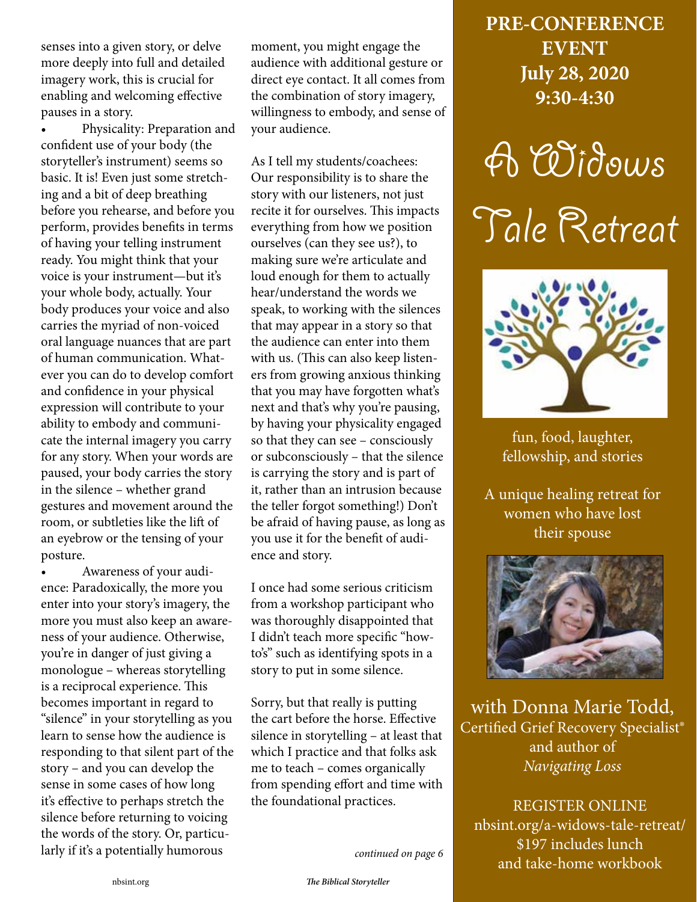senses into a given story, or delve more deeply into full and detailed imagery work, this is crucial for enabling and welcoming effective pauses in a story.

- Physicality: Preparation and confident use of your body (the storyteller's instrument) seems so basic. It is! Even just some stretching and a bit of deep breathing before you rehearse, and before you perform, provides benefits in terms of having your telling instrument ready. You might think that your voice is your instrument—but it's your whole body, actually. Your body produces your voice and also carries the myriad of non-voiced oral language nuances that are part of human communication. Whatever you can do to develop comfort and confidence in your physical expression will contribute to your ability to embody and communicate the internal imagery you carry for any story. When your words are paused, your body carries the story in the silence – whether grand gestures and movement around the room, or subtleties like the lift of an eyebrow or the tensing of your posture.
- Awareness of your audience: Paradoxically, the more you enter into your story's imagery, the more you must also keep an awareness of your audience. Otherwise, you're in danger of just giving a monologue – whereas storytelling is a reciprocal experience. This becomes important in regard to "silence" in your storytelling as you learn to sense how the audience is responding to that silent part of the story – and you can develop the sense in some cases of how long it's effective to perhaps stretch the silence before returning to voicing the words of the story. Or, particularly if it's a potentially humorous moment, you might engage the audience with additional gesture or direct eye contact. It all comes from the combination of story imagery, willingness to embody, and sense of your audience.

As I tell my students/coachees: Our responsibility is to share the story with our listeners, not just recite it for ourselves. This impacts everything from how we position ourselves (can they see us?), to making sure we're articulate and loud enough for them to actually hear/understand the words we speak, to working with the silences that may appear in a story so that the audience can enter into them with us. (This can also keep listeners from growing anxious thinking that you may have forgotten what's next and that's why you're pausing, by having your physicality engaged so that they can see – consciously or subconsciously – that the silence is carrying the story and is part of it, rather than an intrusion because the teller forgot something!) Don't be afraid of having pause, as long as you use it for the benefit of audience and story.

I once had some serious criticism from a workshop participant who was thoroughly disappointed that I didn't teach more specific "how-to's" such as identifying spots in a story to put in some silence.

Sorry, but that really is putting the cart before the horse. Effective silence in storytelling – at least that which I practice and that folks ask me to teach – comes organically from spending effort and time with the foundational practices.

*continued on page 6*

---

**PRE-CONFERENCE EVENT**
**July 28, 2020**
**9:30-4:30**

# A Widows Tale Retreat

fun, food, laughter, fellowship, and stories

A unique healing retreat for women who have lost their spouse

with Donna Marie Todd,
Certified Grief Recovery Specialist®
and author of
*Navigating Loss*

REGISTER ONLINE
nbsint.org/a-widows-tale-retreat/
$197 includes lunch
and take-home workbook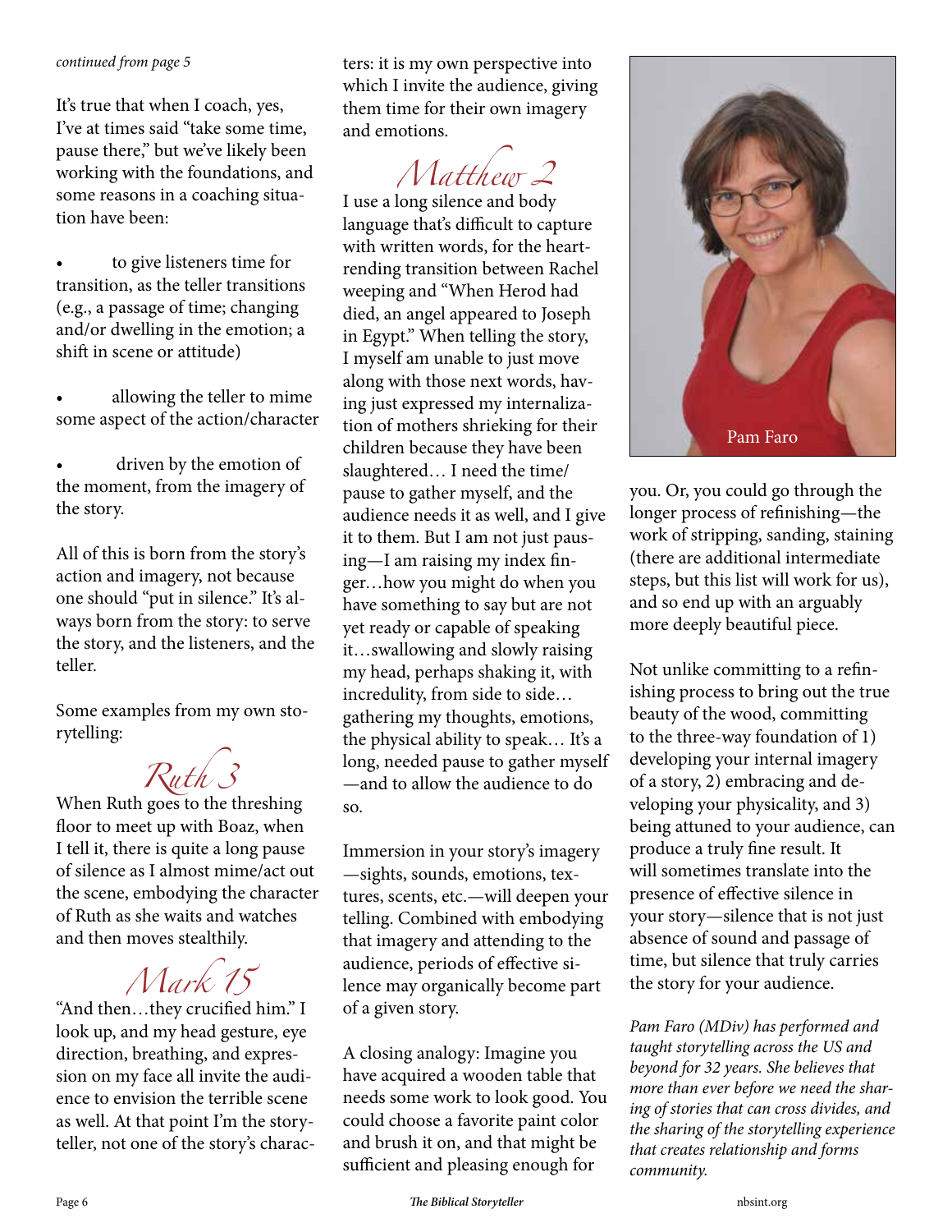*continued from page 5*

It's true that when I coach, yes, I've at times said "take some time, pause there," but we've likely been working with the foundations, and some reasons in a coaching situation have been:

- to give listeners time for transition, as the teller transitions (e.g., a passage of time; changing and/or dwelling in the emotion; a shift in scene or attitude)
- allowing the teller to mime some aspect of the action/character
- driven by the emotion of the moment, from the imagery of the story.

All of this is born from the story's action and imagery, not because one should "put in silence." It's always born from the story: to serve the story, and the listeners, and the teller.

Some examples from my own storytelling:

## Ruth 3

When Ruth goes to the threshing floor to meet up with Boaz, when I tell it, there is quite a long pause of silence as I almost mime/act out the scene, embodying the character of Ruth as she waits and watches and then moves stealthily.

## Mark 15

"And then…they crucified him." I look up, and my head gesture, eye direction, breathing, and expression on my face all invite the audience to envision the terrible scene as well. At that point I'm the storyteller, not one of the story's characters: it is my own perspective into which I invite the audience, giving them time for their own imagery and emotions.

## Matthew 2

I use a long silence and body language that's difficult to capture with written words, for the heart-rending transition between Rachel weeping and "When Herod had died, an angel appeared to Joseph in Egypt." When telling the story, I myself am unable to just move along with those next words, having just expressed my internalization of mothers shrieking for their children because they have been slaughtered… I need the time/pause to gather myself, and the audience needs it as well, and I give it to them. But I am not just pausing—I am raising my index finger…how you might do when you have something to say but are not yet ready or capable of speaking it…swallowing and slowly raising my head, perhaps shaking it, with incredulity, from side to side… gathering my thoughts, emotions, the physical ability to speak… It's a long, needed pause to gather myself —and to allow the audience to do so.

Immersion in your story's imagery —sights, sounds, emotions, textures, scents, etc.—will deepen your telling. Combined with embodying that imagery and attending to the audience, periods of effective silence may organically become part of a given story.

A closing analogy: Imagine you have acquired a wooden table that needs some work to look good. You could choose a favorite paint color and brush it on, and that might be sufficient and pleasing enough for you. Or, you could go through the longer process of refinishing—the work of stripping, sanding, staining (there are additional intermediate steps, but this list will work for us), and so end up with an arguably more deeply beautiful piece.

Pam Faro

Not unlike committing to a refinishing process to bring out the true beauty of the wood, committing to the three-way foundation of 1) developing your internal imagery of a story, 2) embracing and developing your physicality, and 3) being attuned to your audience, can produce a truly fine result. It will sometimes translate into the presence of effective silence in your story—silence that is not just absence of sound and passage of time, but silence that truly carries the story for your audience.

*Pam Faro (MDiv) has performed and taught storytelling across the US and beyond for 32 years. She believes that more than ever before we need the sharing of stories that can cross divides, and the sharing of the storytelling experience that creates relationship and forms community.*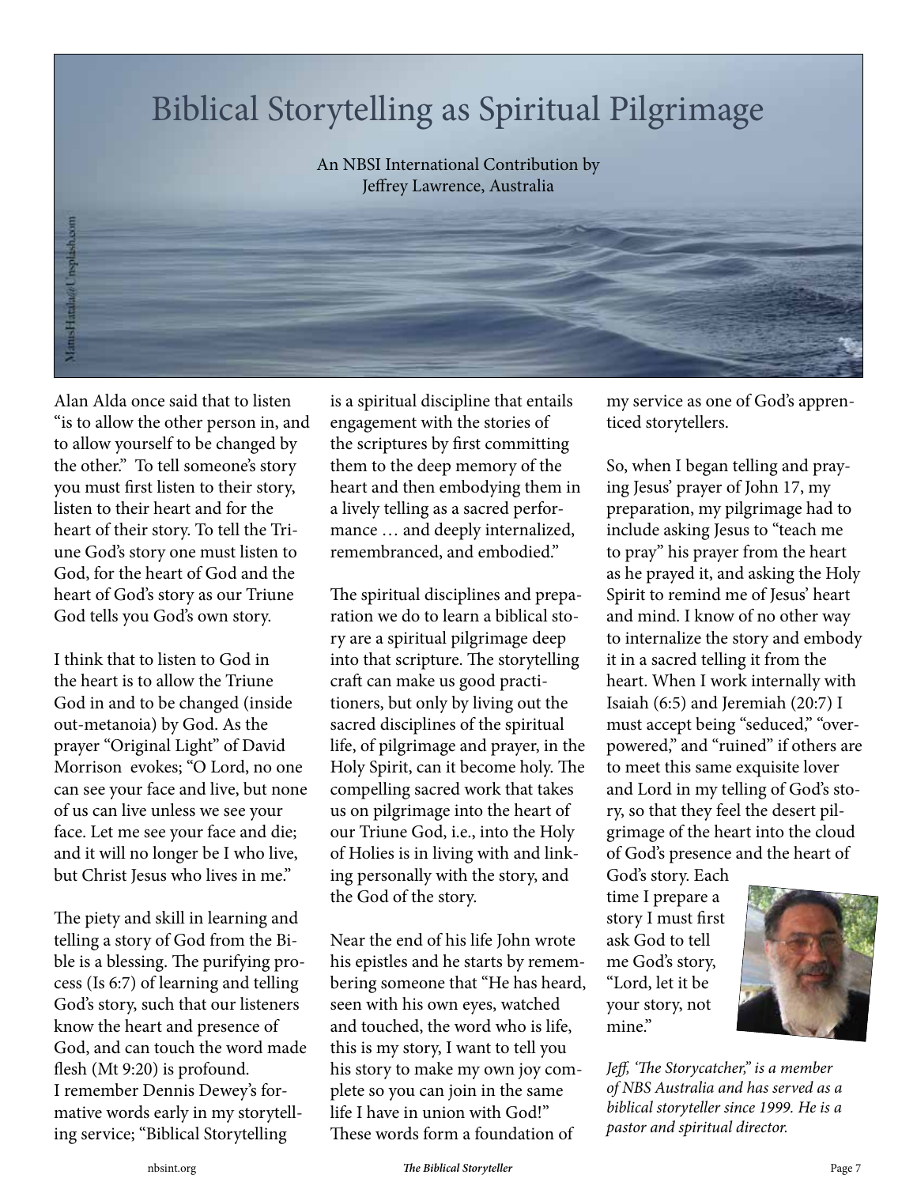# Biblical Storytelling as Spiritual Pilgrimage

An NBSI International Contribution by
Jeffrey Lawrence, Australia

Alan Alda once said that to listen "is to allow the other person in, and to allow yourself to be changed by the other." To tell someone's story you must first listen to their story, listen to their heart and for the heart of their story. To tell the Triune God's story one must listen to God, for the heart of God and the heart of God's story as our Triune God tells you God's own story.

I think that to listen to God in the heart is to allow the Triune God in and to be changed (inside out-metanoia) by God. As the prayer "Original Light" of David Morrison evokes; "O Lord, no one can see your face and live, but none of us can live unless we see your face. Let me see your face and die; and it will no longer be I who live, but Christ Jesus who lives in me."

The piety and skill in learning and telling a story of God from the Bible is a blessing. The purifying process (Is 6:7) of learning and telling God's story, such that our listeners know the heart and presence of God, and can touch the word made flesh (Mt 9:20) is profound. I remember Dennis Dewey's formative words early in my storytelling service; "Biblical Storytelling is a spiritual discipline that entails engagement with the stories of the scriptures by first committing them to the deep memory of the heart and then embodying them in a lively telling as a sacred performance … and deeply internalized, remembranced, and embodied."

The spiritual disciplines and preparation we do to learn a biblical story are a spiritual pilgrimage deep into that scripture. The storytelling craft can make us good practitioners, but only by living out the sacred disciplines of the spiritual life, of pilgrimage and prayer, in the Holy Spirit, can it become holy. The compelling sacred work that takes us on pilgrimage into the heart of our Triune God, i.e., into the Holy of Holies is in living with and linking personally with the story, and the God of the story.

Near the end of his life John wrote his epistles and he starts by remembering someone that "He has heard, seen with his own eyes, watched and touched, the word who is life, this is my story, I want to tell you his story to make my own joy complete so you can join in the same life I have in union with God!" These words form a foundation of my service as one of God's apprenticed storytellers.

So, when I began telling and praying Jesus' prayer of John 17, my preparation, my pilgrimage had to include asking Jesus to "teach me to pray" his prayer from the heart as he prayed it, and asking the Holy Spirit to remind me of Jesus' heart and mind. I know of no other way to internalize the story and embody it in a sacred telling it from the heart. When I work internally with Isaiah (6:5) and Jeremiah (20:7) I must accept being "seduced," "overpowered," and "ruined" if others are to meet this same exquisite lover and Lord in my telling of God's story, so that they feel the desert pilgrimage of the heart into the cloud of God's presence and the heart of God's story. Each time I prepare a story I must first ask God to tell me God's story, "Lord, let it be your story, not mine."

*Jeff, 'The Storycatcher," is a member of NBS Australia and has served as a biblical storyteller since 1999. He is a pastor and spiritual director.*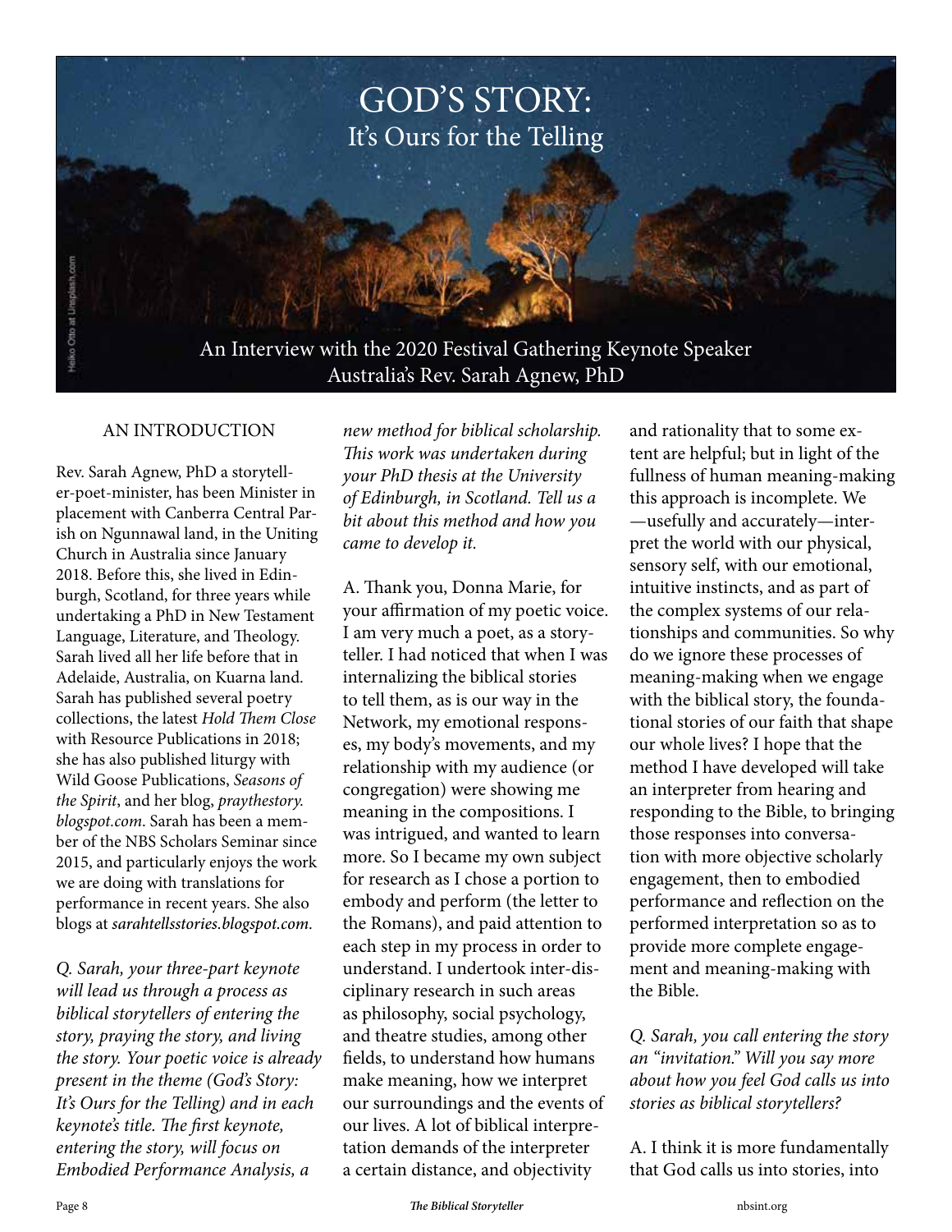# GOD'S STORY:
## It's Ours for the Telling

An Interview with the 2020 Festival Gathering Keynote Speaker
Australia's Rev. Sarah Agnew, PhD

### AN INTRODUCTION

Rev. Sarah Agnew, PhD a storyteller-poet-minister, has been Minister in placement with Canberra Central Parish on Ngunnawal land, in the Uniting Church in Australia since January 2018. Before this, she lived in Edinburgh, Scotland, for three years while undertaking a PhD in New Testament Language, Literature, and Theology. Sarah lived all her life before that in Adelaide, Australia, on Kuarna land. Sarah has published several poetry collections, the latest *Hold Them Close* with Resource Publications in 2018; she has also published liturgy with Wild Goose Publications, *Seasons of the Spirit*, and her blog, *praythestory.blogspot.com*. Sarah has been a member of the NBS Scholars Seminar since 2015, and particularly enjoys the work we are doing with translations for performance in recent years. She also blogs at *sarahtellsstories.blogspot.com*.

*Q. Sarah, your three-part keynote will lead us through a process as biblical storytellers of entering the story, praying the story, and living the story. Your poetic voice is already present in the theme (God's Story: It's Ours for the Telling) and in each keynote's title. The first keynote, entering the story, will focus on Embodied Performance Analysis, a new method for biblical scholarship. This work was undertaken during your PhD thesis at the University of Edinburgh, in Scotland. Tell us a bit about this method and how you came to develop it.*

A. Thank you, Donna Marie, for your affirmation of my poetic voice. I am very much a poet, as a storyteller. I had noticed that when I was internalizing the biblical stories to tell them, as is our way in the Network, my emotional responses, my body's movements, and my relationship with my audience (or congregation) were showing me meaning in the compositions. I was intrigued, and wanted to learn more. So I became my own subject for research as I chose a portion to embody and perform (the letter to the Romans), and paid attention to each step in my process in order to understand. I undertook inter-disciplinary research in such areas as philosophy, social psychology, and theatre studies, among other fields, to understand how humans make meaning, how we interpret our surroundings and the events of our lives. A lot of biblical interpretation demands of the interpreter a certain distance, and objectivity and rationality that to some extent are helpful; but in light of the fullness of human meaning-making this approach is incomplete. We —usefully and accurately—interpret the world with our physical, sensory self, with our emotional, intuitive instincts, and as part of the complex systems of our relationships and communities. So why do we ignore these processes of meaning-making when we engage with the biblical story, the foundational stories of our faith that shape our whole lives? I hope that the method I have developed will take an interpreter from hearing and responding to the Bible, to bringing those responses into conversation with more objective scholarly engagement, then to embodied performance and reflection on the performed interpretation so as to provide more complete engagement and meaning-making with the Bible.

*Q. Sarah, you call entering the story an "invitation." Will you say more about how you feel God calls us into stories as biblical storytellers?*

A. I think it is more fundamentally that God calls us into stories, into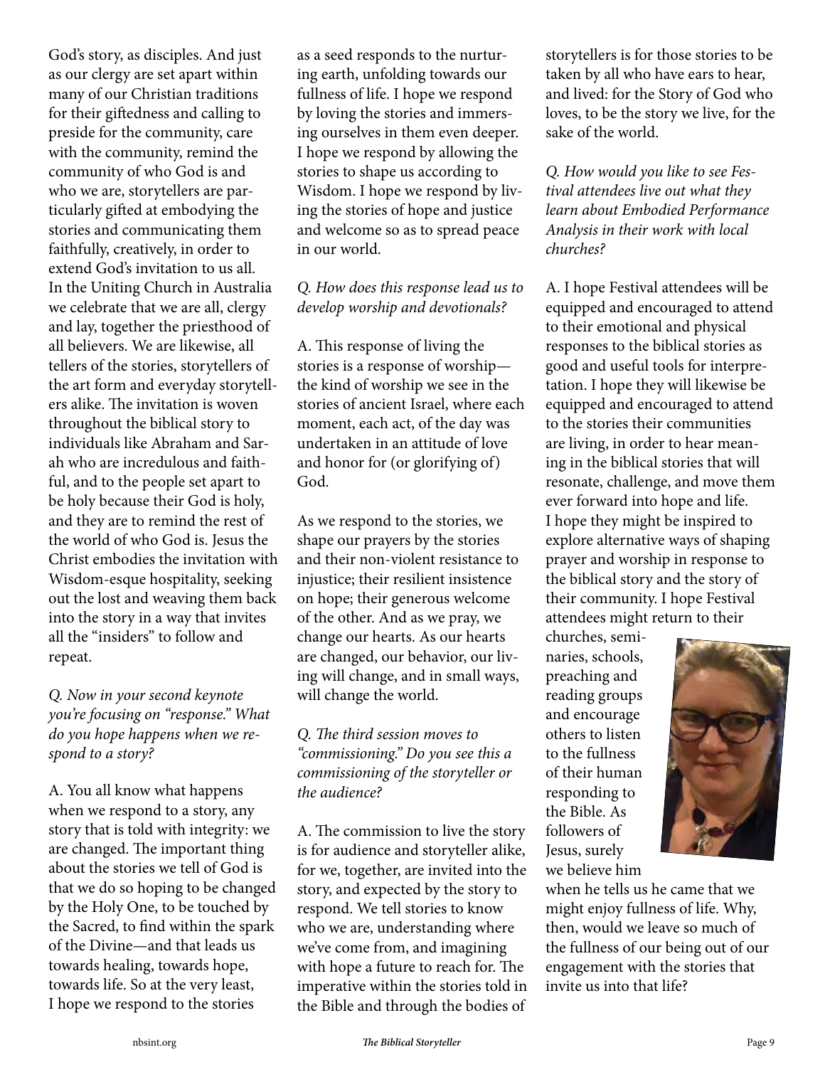God's story, as disciples. And just as our clergy are set apart within many of our Christian traditions for their giftedness and calling to preside for the community, care with the community, remind the community of who God is and who we are, storytellers are particularly gifted at embodying the stories and communicating them faithfully, creatively, in order to extend God's invitation to us all. In the Uniting Church in Australia we celebrate that we are all, clergy and lay, together the priesthood of all believers. We are likewise, all tellers of the stories, storytellers of the art form and everyday storytellers alike. The invitation is woven throughout the biblical story to individuals like Abraham and Sarah who are incredulous and faithful, and to the people set apart to be holy because their God is holy, and they are to remind the rest of the world of who God is. Jesus the Christ embodies the invitation with Wisdom-esque hospitality, seeking out the lost and weaving them back into the story in a way that invites all the "insiders" to follow and repeat.

*Q. Now in your second keynote you're focusing on "response." What do you hope happens when we respond to a story?*

A. You all know what happens when we respond to a story, any story that is told with integrity: we are changed. The important thing about the stories we tell of God is that we do so hoping to be changed by the Holy One, to be touched by the Sacred, to find within the spark of the Divine—and that leads us towards healing, towards hope, towards life. So at the very least, I hope we respond to the stories as a seed responds to the nurturing earth, unfolding towards our fullness of life. I hope we respond by loving the stories and immersing ourselves in them even deeper. I hope we respond by allowing the stories to shape us according to Wisdom. I hope we respond by living the stories of hope and justice and welcome so as to spread peace in our world.

*Q. How does this response lead us to develop worship and devotionals?*

A. This response of living the stories is a response of worship—the kind of worship we see in the stories of ancient Israel, where each moment, each act, of the day was undertaken in an attitude of love and honor for (or glorifying of) God.

As we respond to the stories, we shape our prayers by the stories and their non-violent resistance to injustice; their resilient insistence on hope; their generous welcome of the other. And as we pray, we change our hearts. As our hearts are changed, our behavior, our living will change, and in small ways, will change the world.

*Q. The third session moves to "commissioning." Do you see this a commissioning of the storyteller or the audience?*

A. The commission to live the story is for audience and storyteller alike, for we, together, are invited into the story, and expected by the story to respond. We tell stories to know who we are, understanding where we've come from, and imagining with hope a future to reach for. The imperative within the stories told in the Bible and through the bodies of storytellers is for those stories to be taken by all who have ears to hear, and lived: for the Story of God who loves, to be the story we live, for the sake of the world.

*Q. How would you like to see Festival attendees live out what they learn about Embodied Performance Analysis in their work with local churches?*

A. I hope Festival attendees will be equipped and encouraged to attend to their emotional and physical responses to the biblical stories as good and useful tools for interpretation. I hope they will likewise be equipped and encouraged to attend to the stories their communities are living, in order to hear meaning in the biblical stories that will resonate, challenge, and move them ever forward into hope and life. I hope they might be inspired to explore alternative ways of shaping prayer and worship in response to the biblical story and the story of their community. I hope Festival attendees might return to their churches, seminaries, schools, preaching and reading groups and encourage others to listen to the fullness of their human responding to the Bible. As followers of Jesus, surely we believe him when he tells us he came that we might enjoy fullness of life. Why, then, would we leave so much of the fullness of our being out of our engagement with the stories that invite us into that life?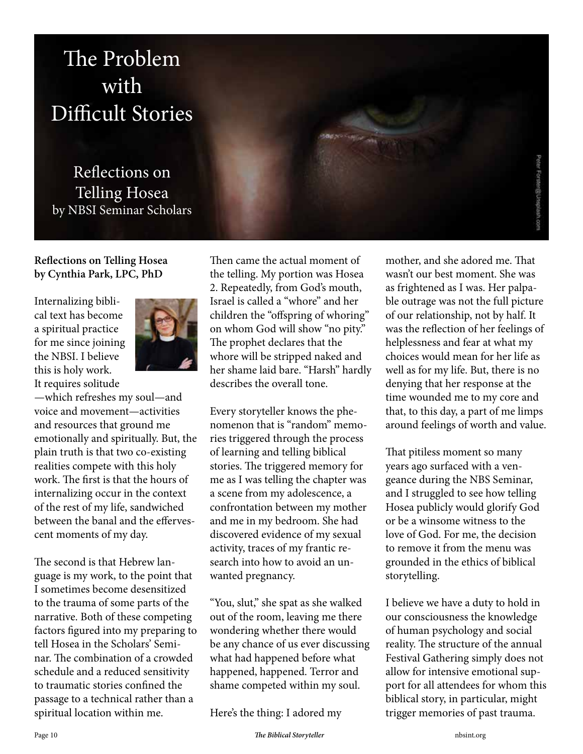# The Problem with Difficult Stories

## Reflections on Telling Hosea
by NBSI Seminar Scholars

**Reflections on Telling Hosea by Cynthia Park, LPC, PhD**

Internalizing biblical text has become a spiritual practice for me since joining the NBSI. I believe this is holy work. It requires solitude—which refreshes my soul—and voice and movement—activities and resources that ground me emotionally and spiritually. But, the plain truth is that two co-existing realities compete with this holy work. The first is that the hours of internalizing occur in the context of the rest of my life, sandwiched between the banal and the effervescent moments of my day.

The second is that Hebrew language is my work, to the point that I sometimes become desensitized to the trauma of some parts of the narrative. Both of these competing factors figured into my preparing to tell Hosea in the Scholars' Seminar. The combination of a crowded schedule and a reduced sensitivity to traumatic stories confined the passage to a technical rather than a spiritual location within me.

Then came the actual moment of the telling. My portion was Hosea 2. Repeatedly, from God's mouth, Israel is called a "whore" and her children the "offspring of whoring" on whom God will show "no pity." The prophet declares that the whore will be stripped naked and her shame laid bare. "Harsh" hardly describes the overall tone.

Every storyteller knows the phenomenon that is "random" memories triggered through the process of learning and telling biblical stories. The triggered memory for me as I was telling the chapter was a scene from my adolescence, a confrontation between my mother and me in my bedroom. She had discovered evidence of my sexual activity, traces of my frantic research into how to avoid an unwanted pregnancy.

"You, slut," she spat as she walked out of the room, leaving me there wondering whether there would be any chance of us ever discussing what had happened before what happened, happened. Terror and shame competed within my soul.

Here's the thing: I adored my mother, and she adored me. That wasn't our best moment. She was as frightened as I was. Her palpable outrage was not the full picture of our relationship, not by half. It was the reflection of her feelings of helplessness and fear at what my choices would mean for her life as well as for my life. But, there is no denying that her response at the time wounded me to my core and that, to this day, a part of me limps around feelings of worth and value.

That pitiless moment so many years ago surfaced with a vengeance during the NBS Seminar, and I struggled to see how telling Hosea publicly would glorify God or be a winsome witness to the love of God. For me, the decision to remove it from the menu was grounded in the ethics of biblical storytelling.

I believe we have a duty to hold in our consciousness the knowledge of human psychology and social reality. The structure of the annual Festival Gathering simply does not allow for intensive emotional support for all attendees for whom this biblical story, in particular, might trigger memories of past trauma.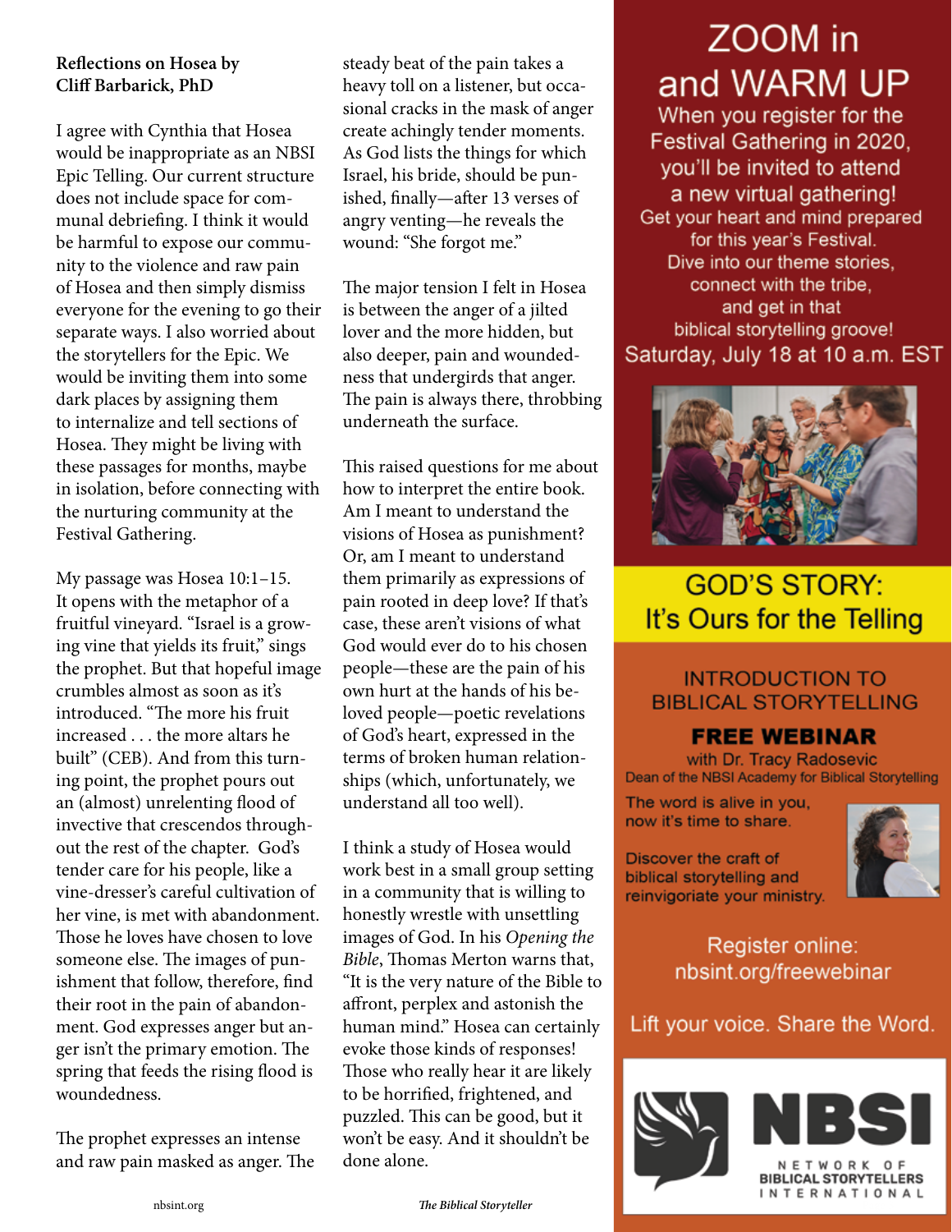**Reflections on Hosea by Cliff Barbarick, PhD**

I agree with Cynthia that Hosea would be inappropriate as an NBSI Epic Telling. Our current structure does not include space for communal debriefing. I think it would be harmful to expose our community to the violence and raw pain of Hosea and then simply dismiss everyone for the evening to go their separate ways. I also worried about the storytellers for the Epic. We would be inviting them into some dark places by assigning them to internalize and tell sections of Hosea. They might be living with these passages for months, maybe in isolation, before connecting with the nurturing community at the Festival Gathering.

My passage was Hosea 10:1–15. It opens with the metaphor of a fruitful vineyard. "Israel is a growing vine that yields its fruit," sings the prophet. But that hopeful image crumbles almost as soon as it's introduced. "The more his fruit increased . . . the more altars he built" (CEB). And from this turning point, the prophet pours out an (almost) unrelenting flood of invective that crescendos throughout the rest of the chapter. God's tender care for his people, like a vine-dresser's careful cultivation of her vine, is met with abandonment. Those he loves have chosen to love someone else. The images of punishment that follow, therefore, find their root in the pain of abandonment. God expresses anger but anger isn't the primary emotion. The spring that feeds the rising flood is woundedness.

The prophet expresses an intense and raw pain masked as anger. The steady beat of the pain takes a heavy toll on a listener, but occasional cracks in the mask of anger create achingly tender moments. As God lists the things for which Israel, his bride, should be punished, finally—after 13 verses of angry venting—he reveals the wound: "She forgot me."

The major tension I felt in Hosea is between the anger of a jilted lover and the more hidden, but also deeper, pain and woundedness that undergirds that anger. The pain is always there, throbbing underneath the surface.

This raised questions for me about how to interpret the entire book. Am I meant to understand the visions of Hosea as punishment? Or, am I meant to understand them primarily as expressions of pain rooted in deep love? If that's case, these aren't visions of what God would ever do to his chosen people—these are the pain of his own hurt at the hands of his beloved people—poetic revelations of God's heart, expressed in the terms of broken human relationships (which, unfortunately, we understand all too well).

I think a study of Hosea would work best in a small group setting in a community that is willing to honestly wrestle with unsettling images of God. In his *Opening the Bible*, Thomas Merton warns that, "It is the very nature of the Bible to affront, perplex and astonish the human mind." Hosea can certainly evoke those kinds of responses! Those who really hear it are likely to be horrified, frightened, and puzzled. This can be good, but it won't be easy. And it shouldn't be done alone.

# ZOOM in and WARM UP

When you register for the Festival Gathering in 2020, you'll be invited to attend a new virtual gathering!

Get your heart and mind prepared for this year's Festival. Dive into our theme stories, connect with the tribe, and get in that biblical storytelling groove!

Saturday, July 18 at 10 a.m. EST

## GOD'S STORY: It's Ours for the Telling

### INTRODUCTION TO BIBLICAL STORYTELLING

**FREE WEBINAR**

with Dr. Tracy Radosevic
Dean of the NBSI Academy for Biblical Storytelling

The word is alive in you, now it's time to share.

Discover the craft of biblical storytelling and reinvigoriate your ministry.

Register online: nbsint.org/freewebinar

Lift your voice. Share the Word.

NBSI
NETWORK OF BIBLICAL STORYTELLERS INTERNATIONAL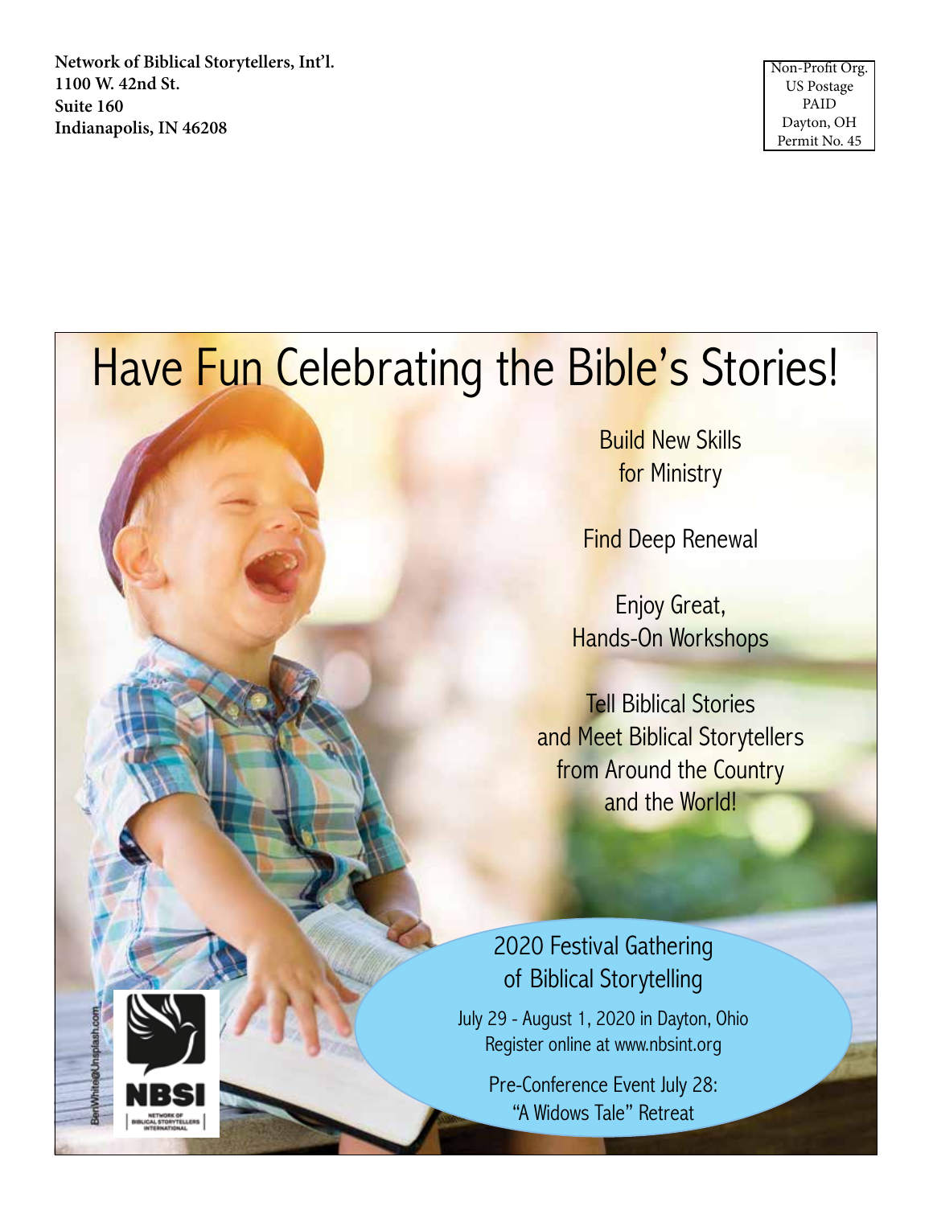**Network of Biblical Storytellers, Int'l.**
**1100 W. 42nd St.**
**Suite 160**
**Indianapolis, IN 46208**

Non-Profit Org.
US Postage
PAID
Dayton, OH
Permit No. 45

# Have Fun Celebrating the Bible's Stories!

Build New Skills
for Ministry

Find Deep Renewal

Enjoy Great,
Hands-On Workshops

Tell Biblical Stories
and Meet Biblical Storytellers
from Around the Country
and the World!

## 2020 Festival Gathering of Biblical Storytelling

July 29 - August 1, 2020 in Dayton, Ohio
Register online at www.nbsint.org

Pre-Conference Event July 28:
"A Widows Tale" Retreat

BenWhite@Unsplash.com

NBSI
NETWORK OF BIBLICAL STORYTELLERS INTERNATIONAL